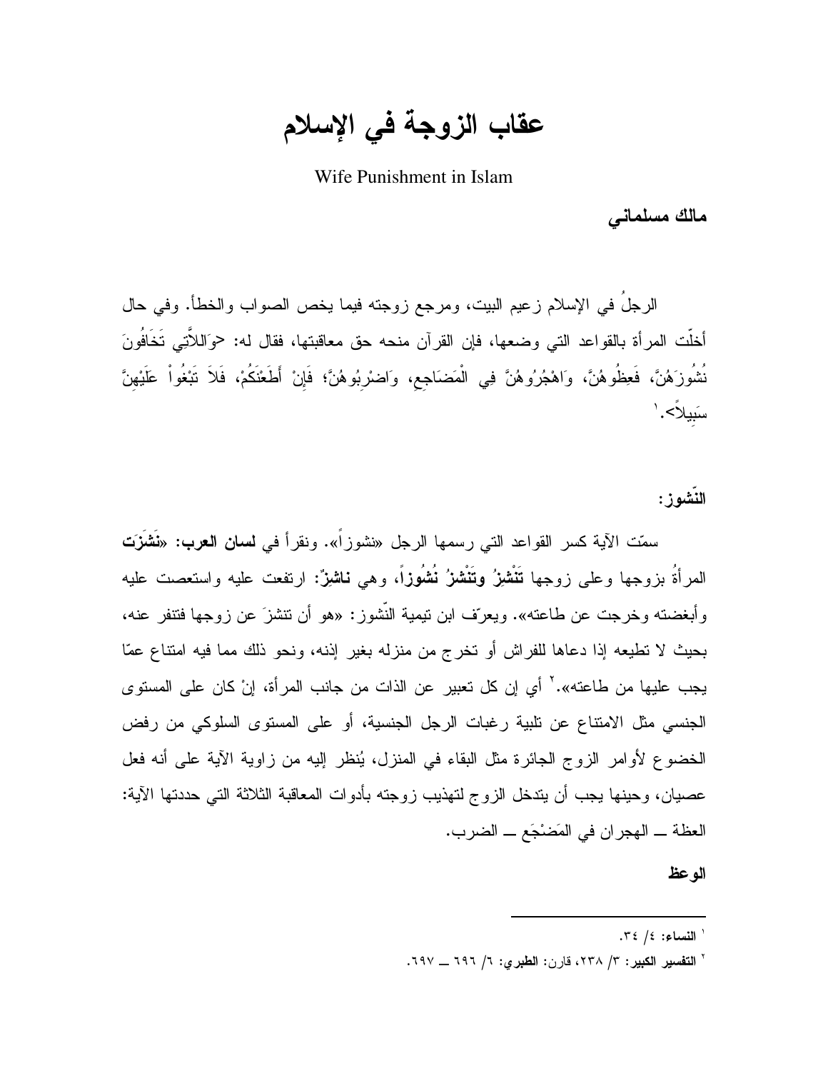# عقاب الزوجة في الإسلام

Wife Punishment in Islam

**مالك مسلماني**

الرجلُ في الإسلام زعيم البيت، ومرجع زوجته فيما يخص الصواب والخطأ. وفي حال أخلّت المرأة بالقواعد التي وضعها، فإن القرآن منحه حق معاقبتها، فقال له: <وَاللاَّتِي تَخَافُونَ نُشُوزَهُنَّ، فَعِظُوهُنَّ، وَاهْجُرُوهُنَّ فِي الْمَضَاجِعِ، وَاضْرِبُوهُنَّ؛ فَإِنْ أَطَعْنَكُمْ، فَلاَ تَبْغُواْ عَلَيْهِنَّ سَبِيلاً>.[١]

**النّشوز:**

سمّت الآية كسر القواعد التي رسمها الرجل «نشوزاً». ونقرأ في **لسان العرب**: «**نَشَزَت** المرأةُ بزوجها وعلى زوجها **تَنْشِزُ وتَنْشُزُ نُشُوزاً**، وهي **ناشِزٌ**: ارتفعت عليه واستعصت عليه وأبغضته وخرجت عن طاعته». ويعرّف ابن تيمية النّشوز: «هو أن تنشزَ عن زوجها فتنفر عنه، بحيث لا تطيعه إذا دعاها للفراش أو تخرج من منزله بغير إذنه، ونحو ذلك مما فيه امتناع عمّا يجب عليها من طاعته».[٢] أي إن كل تعبير عن الذات من جانب المرأة، إنْ كان على المستوى الجنسي مثل الامتناع عن تلبية رغبات الرجل الجنسية، أو على المستوى السلوكي من رفض الخضوع لأوامر الزوج الجائرة مثل البقاء في المنزل، يُنظر إليه من زاوية الآية على أنه فعل عصيان، وحينها يجب أن يتدخل الزوج لتهذيب زوجته بأدوات المعاقبة الثلاثة التي حددتها الآية: العظة ــ الهجران في المَضْجَع ــ الضرب.

**الوعظ**

---

[١] **النساء**: ٤/ ٣٤.

[٢] **التفسير الكبير**: ٣/ ٢٣٨، قارن: **الطبري**: ٦/ ٦٩٦ ــ ٦٩٧.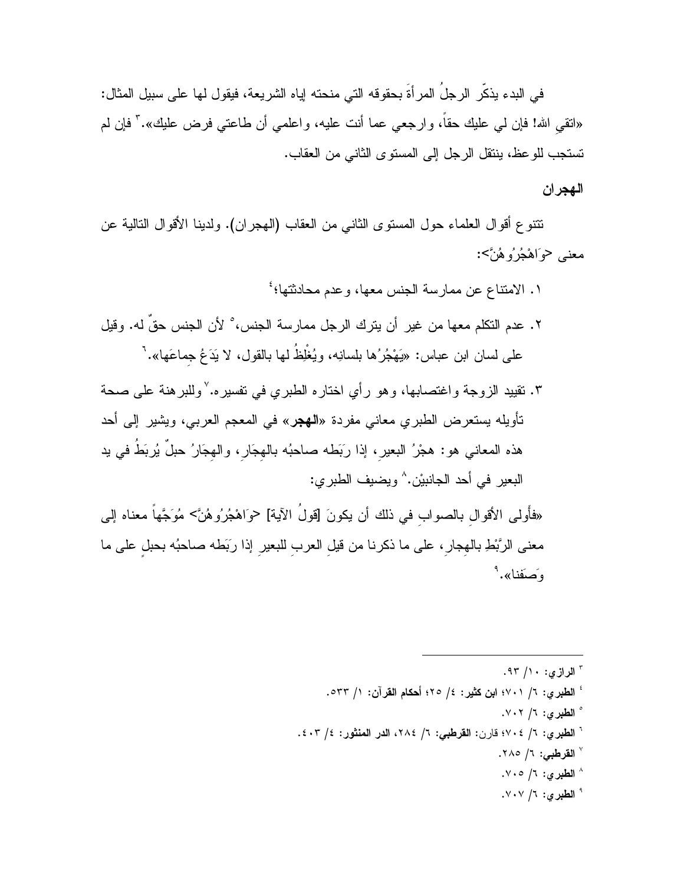في البدء يذكّر الرجلُ المرأةَ بحقوقه التي منحته إياه الشريعة، فيقول لها على سبيل المثال: «اتقي الله! فإن لي عليك حقاً، وارجعي عما أنت عليه، واعلمي أن طاعتي فرض عليك».[٣] فإن لم تستجب للوعظ، ينتقل الرجل إلى المستوى الثاني من العقاب.

**الهجران**

تتنوع أقوال العلماء حول المستوى الثاني من العقاب (الهجران). ولدينا الأقوال التالية عن معنى <وَاهْجُرُوهُنَّ>:

١. الامتناع عن ممارسة الجنس معها، وعدم محادثتها؛[٤]

٢. عدم التكلم معها من غير أن يترك الرجل ممارسة الجنس،[٥] لأن الجنس حقٌ له. وقيل على لسان ابن عباس: «يَهْجُرُها بلسانِه، ويُغْلِظُ لها بالقول، لا يَدَعُ جِماعَها».[٦]

٣. تقييد الزوجة واغتصابها، وهو رأي اختاره الطبري في تفسيره.[٧] وللبرهنة على صحة تأويله يستعرض الطبري معاني مفردة «**الهجر**» في المعجم العربي، ويشير إلى أحد هذه المعاني هو: هجْرُ البعيرِ، إذا ربَطه صاحبُه بالهِجَارِ، والهِجَارُ حبلٌ يُربَطُ في يد البعير في أحد الجانبيْن.[٨] ويضيف الطبري:

«فأَولى الأقوالِ بالصوابِ في ذلك أن يكونَ [قولُ الآية] <وَاهْجُرُوهُنَّ> مُوَجَّهاً معناه إلى معنى الرَّبْطِ بالهِجارِ، على ما ذكرنا من قيلِ العربِ للبعيرِ إذا رَبَطه صاحبُه بحبلٍ على ما وَصَفنا».[٩]

---

[٣] **الرازي**: ١٠/ ٩٣.

[٤] **الطبري**: ٦/ ٧٠١؛ **ابن كثير**: ٤/ ٢٥؛ **أحكام القرآن**: ١/ ٥٣٣.

[٥] **الطبري**: ٦/ ٧٠٢.

[٦] **الطبري**: ٦/ ٧٠٤؛ قارن: **القرطبي**: ٦/ ٢٨٤، **الدر المنثور**: ٤/ ٤٠٣.

[٧] **القرطبي**: ٦/ ٢٨٥.

[٨] **الطبري**: ٦/ ٧٠٥.

[٩] **الطبري**: ٦/ ٧٠٧.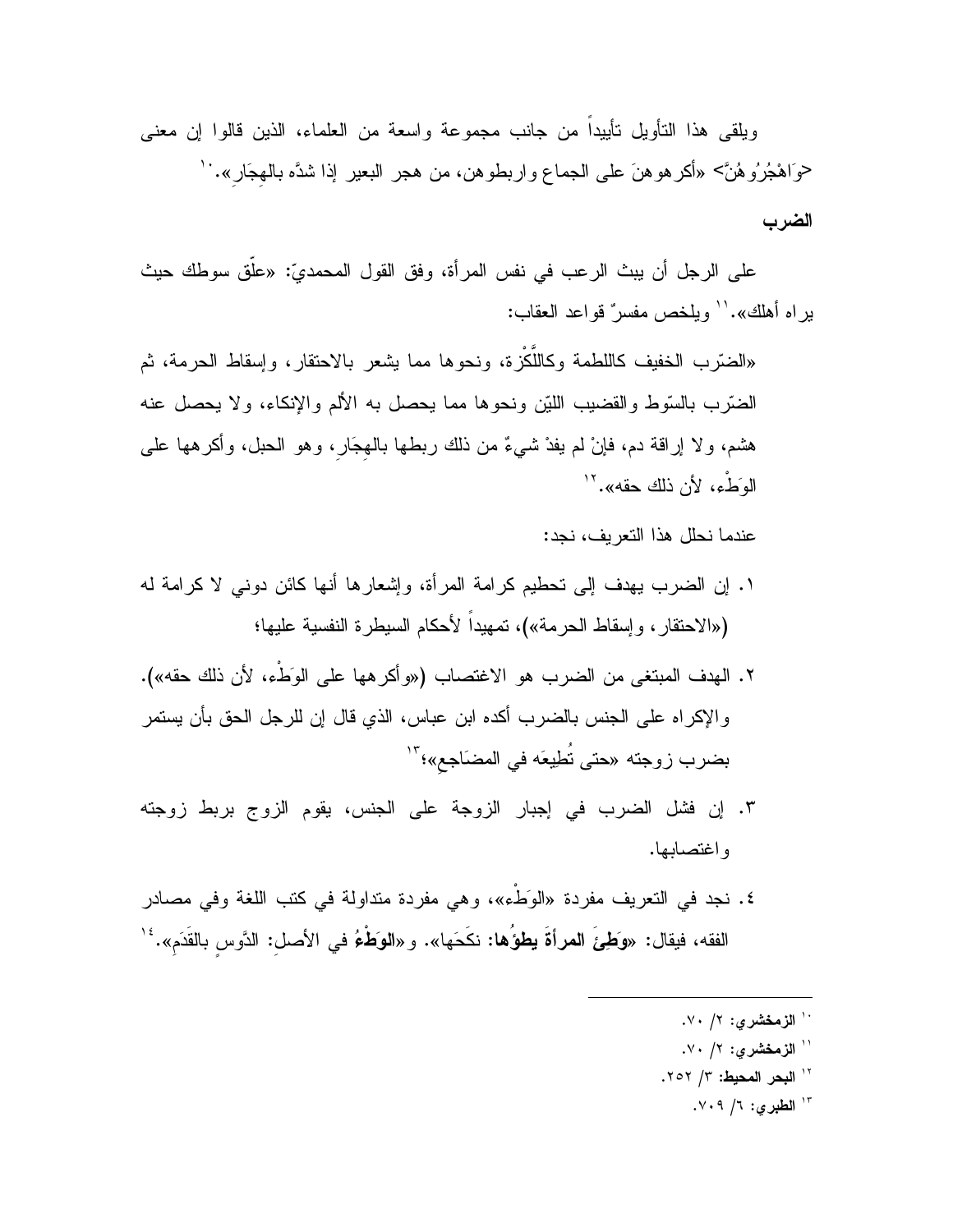ويلقى هذا التأويل تأييداً من جانب مجموعة واسعة من العلماء، الذين قالوا إن معنى ﴿وَاهْجُرُوهُنَّ﴾ «أكرهوهنَ على الجماع واربطوهن، من هجر البعير إذا شدَّه بالهِجَارِ».[10]

**الضرب**

على الرجل أن يبث الرعب في نفس المرأة، وفق القول المحمديّ: «علّق سوطك حيث يراه أهلك».[11] ويلخص مفسرٌ قواعد العقاب:

«الضّرب الخفيف كاللطمة وكاللَّكْزة، ونحوها مما يشعر بالاحتقار، وإسقاط الحرمة، ثم الضّرب بالسّوط والقضيب الليّن ونحوها مما يحصل به الألم والإنكاء، ولا يحصل عنه هشم، ولا إراقة دم، فإنْ لم يفدْ شيءٌ من ذلك ربطها بالهِجَارِ، وهو الحبل، وأكرهها على الوَطْء، لأن ذلك حقه».[12]

عندما نحلل هذا التعريف، نجد:

١. إن الضرب يهدف إلى تحطيم كرامة المرأة، وإشعارها أنها كائن دوني لا كرامة له («الاحتقار، وإسقاط الحرمة»)، تمهيداً لأحكام السيطرة النفسية عليها؛

٢. الهدف المبتغى من الضرب هو الاغتصاب («وأكرهها على الوَطْء، لأن ذلك حقه»). والإكراه على الجنس بالضرب أكده ابن عباس، الذي قال إن للرجل الحق بأن يستمر بضرب زوجته «حتى تُطِيعَه في المضَاجعِ»؛[13]

٣. إن فشل الضرب في إجبار الزوجة على الجنس، يقوم الزوج بربط زوجته واغتصابها.

٤. نجد في التعريف مفردة «الوَطْء»، وهي مفردة متداولة في كتب اللغة وفي مصادر الفقه، فيقال: «**وَطِئَ المرأةَ يطؤُها:** نكَحَها». و«**الوَطْءُ** في الأصل: الدَّوس بالقَدَمِ».[14]

---

[10] **الزمخشري:** ٢/ ٧٠.

[11] **الزمخشري:** ٢/ ٧٠.

[12] **البحر المحيط:** ٣/ ٢٥٢.

[13] **الطبري:** ٦/ ٧٠٩.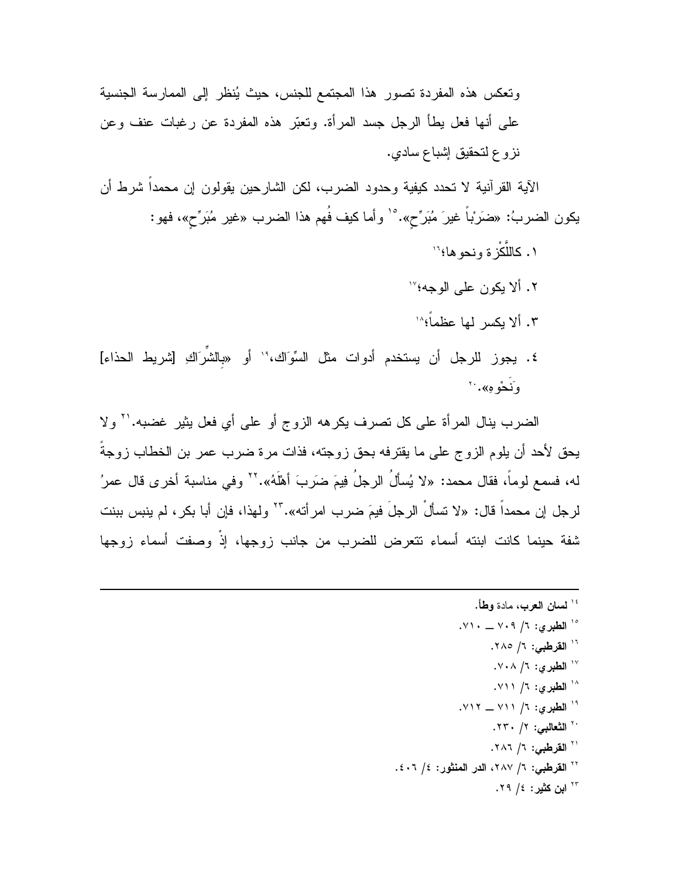وتعكس هذه المفردة تصور هذا المجتمع للجنس، حيث يُنظر إلى الممارسة الجنسية على أنها فعل يطأ الرجل جسد المرأة. وتعبّر هذه المفردة عن رغبات عنف وعن نزوع لتحقيق إشباع سادي.

الآية القرآنية لا تحدد كيفية وحدود الضرب، لكن الشارحين يقولون إن محمداً شرط أن يكون الضربُ: «ضَرْباً غيرَ مُبَرِّحٍ».[15] وأما كيف فُهم هذا الضرب «غير مُبَرِّحٍ»، فهو:

١. كاللَّكْزة ونحوها؛[16]

٢. ألا يكون على الوجه؛[17]

٣. ألا يكسر لها عظماً؛[18]

٤. يجوز للرجل أن يستخدم أدوات مثل السِّوَاك،[19] أو «بِالشِّرَاكِ [شريط الحذاء] وَنَحْوِهِ».[20]

الضرب ينال المرأة على كل تصرف يكرهه الزوج أو على أي فعل يثير غضبه.[21] ولا يحق لأحد أن يلوم الزوج على ما يقترفه بحق زوجته، فذات مرة ضرب عمر بن الخطاب زوجةً له، فسمع لوماً، فقال محمد: «لا يُسألُ الرجلُ فِيمَ ضَرَبَ أهْلَهُ».[22] وفي مناسبة أخرى قال عمرُ لرجل إن محمداً قال: «لا تسألْ الرجلَ فيمَ ضرب امرأته».[23] ولهذا، فإن أبا بكر، لم ينبس ببنت شفة حينما كانت ابنته أسماء تتعرض للضرب من جانب زوجها، إذْ وصفت أسماء زوجها

---

[14] **لسان العرب**، مادة **وطأ**.

[15] **الطبري**: ٦/ ٧٠٩ ـ ٧١٠.

[16] **القرطبي**: ٦/ ٢٨٥.

[17] **الطبري**: ٦/ ٧٠٨.

[18] **الطبري**: ٦/ ٧١١.

[19] **الطبري**: ٦/ ٧١١ ـ ٧١٢.

[20] **الثعالبي**: ٢/ ٢٣٠.

[21] **القرطبي**: ٦/ ٢٨٦.

[22] **القرطبي**: ٦/ ٢٨٧، **الدر المنثور**: ٤/ ٤٠٦.

[23] **ابن كثير**: ٤/ ٢٩.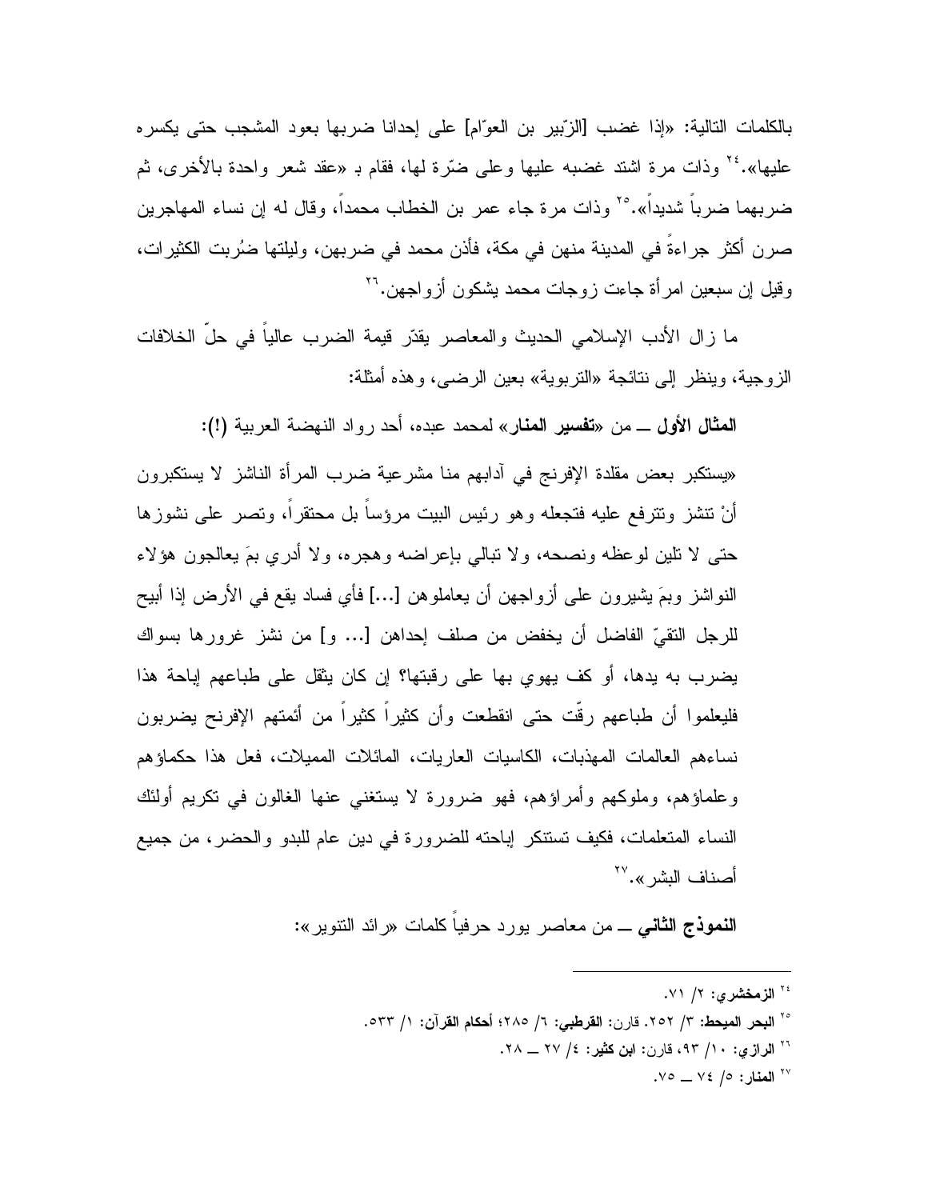بالكلمات التالية: «إذا غضب [الزّبير بن العوّام] على إحدانا ضربها بعود المشجب حتى يكسره عليها».[24] وذات مرة اشتد غضبه عليها وعلى ضرّة لها، فقام بـ «عقد شعر واحدة بالأخرى، ثم ضربهما ضرباً شديداً».[25] وذات مرة جاء عمر بن الخطاب محمداً، وقال له إن نساء المهاجرين صرن أكثر جراءةً في المدينة منهن في مكة، فأذن محمد في ضربهن، وليلتها ضُربت الكثيرات، وقيل إن سبعين امرأة جاءت زوجات محمد يشكون أزواجهن.[26]

ما زال الأدب الإسلامي الحديث والمعاصر يقدّر قيمة الضرب عالياً في حلّ الخلافات الزوجية، وينظر إلى نتائجة «التربوية» بعين الرضى، وهذه أمثلة:

**المثال الأول** ــ من «**تفسير المنار**» لمحمد عبده، أحد رواد النهضة العربية **(!)**:

«يستكبر بعض مقلدة الإفرنج في آدابهم منا مشرعية ضرب المرأة الناشز لا يستكبرون أنْ تنشز وتترفع عليه فتجعله وهو رئيس البيت مرؤساً بل محتقراً، وتصر على نشوزها حتى لا تلين لوعظه ونصحه، ولا تبالي بإعراضه وهجره، ولا أدري بمَ يعالجون هؤلاء النواشز وبمَ يشيرون على أزواجهن أن يعاملوهن [...] فأي فساد يقع في الأرض إذا أبيح للرجل التقيّ الفاضل أن يخفض من صلف إحداهن [... و] من نشز غرورها بسواك يضرب به يدها، أو كف يهوي بها على رقبتها؟ إن كان يثقل على طباعهم إباحة هذا فليعلموا أن طباعهم رقّت حتى انقطعت وأن كثيراً كثيراً من أئمتهم الإفرنج يضربون نساءهم العالمات المهذبات، الكاسيات العاريات، المائلات المميلات، فعل هذا حكماؤهم وعلماؤهم، وملوكهم وأمراؤهم، فهو ضرورة لا يستغني عنها الغالون في تكريم أولئك النساء المتعلمات، فكيف تستنكر إباحته للضرورة في دين عام للبدو والحضر، من جميع أصناف البشر».[27]

**النموذج الثاني** ــ من معاصر يورد حرفياً كلمات «رائد التنوير»:

---

[24] **الزمخشري:** ٢/ ٧١.

[25] **البحر المحيط:** ٣/ ٢٥٢. قارن: **القرطبي:** ٦/ ٢٨٥؛ **أحكام القرآن:** ١/ ٥٣٣.

[26] **الرازي:** ١٠/ ٩٣، قارن: **ابن كثير:** ٤/ ٢٧ ــ ٢٨.

[27] **المنار:** ٥/ ٧٤ ــ ٧٥.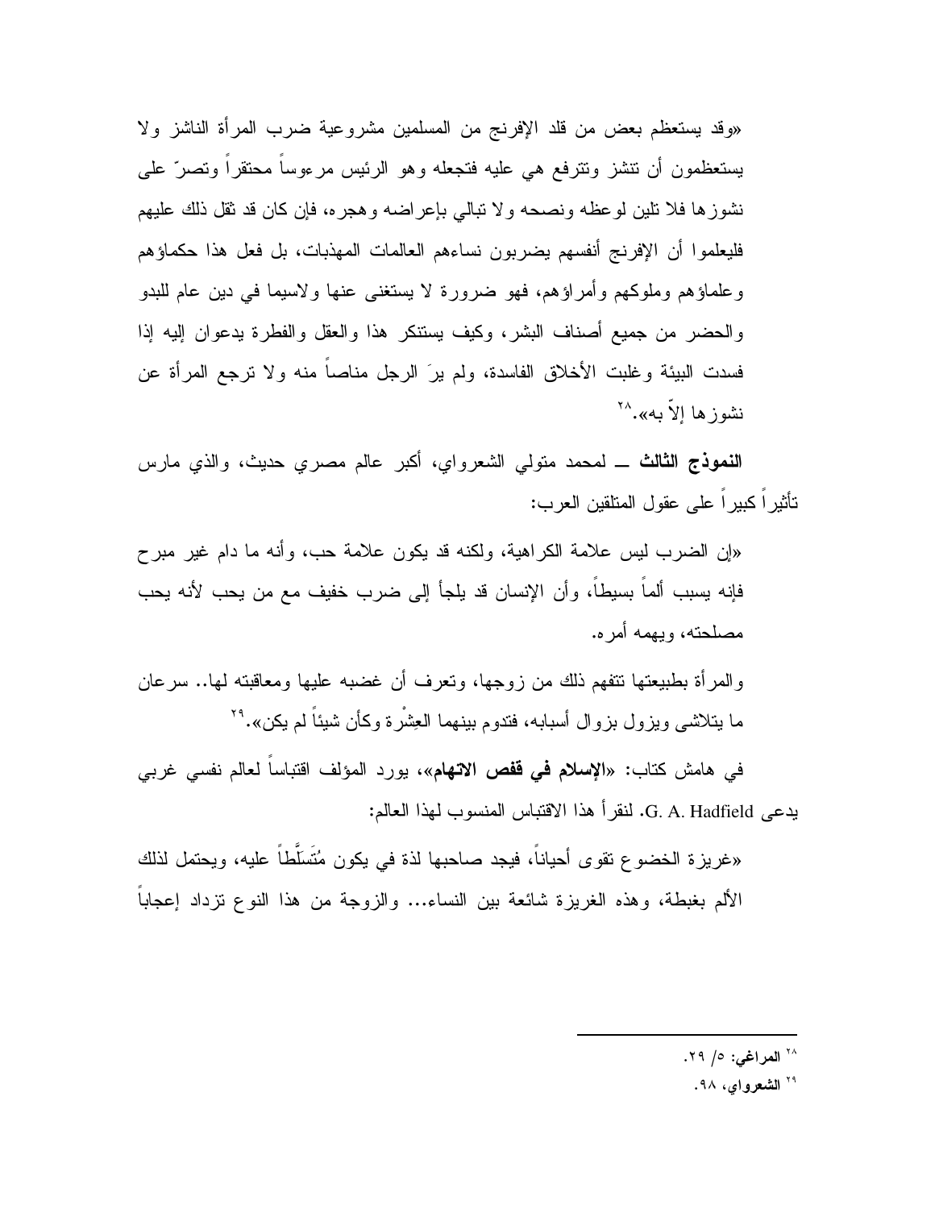«وقد يستعظم بعض من قلد الإفرنج من المسلمين مشروعية ضرب المرأة الناشز ولا يستعظمون أن تنشز وتترفع هي عليه فتجعله وهو الرئيس مرءوساً محتقراً وتصرّ على نشوزها فلا تلين لوعظه ونصحه ولا تبالي بإعراضه وهجره، فإن كان قد ثقل ذلك عليهم فليعلموا أن الإفرنج أنفسهم يضربون نساءهم العالمات المهذبات، بل فعل هذا حكماؤهم وعلماؤهم وملوكهم وأمراؤهم، فهو ضرورة لا يستغنى عنها ولاسيما في دين عام للبدو والحضر من جميع أصناف البشر، وكيف يستنكر هذا والعقل والفطرة يدعوان إليه إذا فسدت البيئة وغلبت الأخلاق الفاسدة، ولم يرَ الرجل مناصاً منه ولا ترجع المرأة عن نشوزها إلاّ به».[28]

**النموذج الثالث** ــ لمحمد متولي الشعرواي، أكبر عالم مصري حديث، والذي مارس تأثيراً كبيراً على عقول المتلقين العرب:

«إن الضرب ليس علامة الكراهية، ولكنه قد يكون علامة حب، وأنه ما دام غير مبرح فإنه يسبب ألماً بسيطاً، وأن الإنسان قد يلجأ إلى ضرب خفيف مع من يحب لأنه يحب مصلحته، ويهمه أمره.

والمرأة بطبيعتها تتفهم ذلك من زوجها، وتعرف أن غضبه عليها ومعاقبته لها.. سرعان ما يتلاشى ويزول بزوال أسبابه، فتدوم بينهما العِشْرة وكأن شيئاً لم يكن».[29]

في هامش كتاب: «**الإسلام في قفص الاتهام**»، يورد المؤلف اقتباساً لعالم نفسي غربي يدعى G. A. Hadfield. لنقرأ هذا الاقتباس المنسوب لهذا العالم:

«غريزة الخضوع تقوى أحياناً، فيجد صاحبها لذة في يكون مُتَسَلَّطاً عليه، ويحتمل لذلك الألم بغبطة، وهذه الغريزة شائعة بين النساء... والزوجة من هذا النوع تزداد إعجاباً

---

[28] **المراغي**: ٥/ ٢٩.

[29] **الشعرواي**، ٩٨.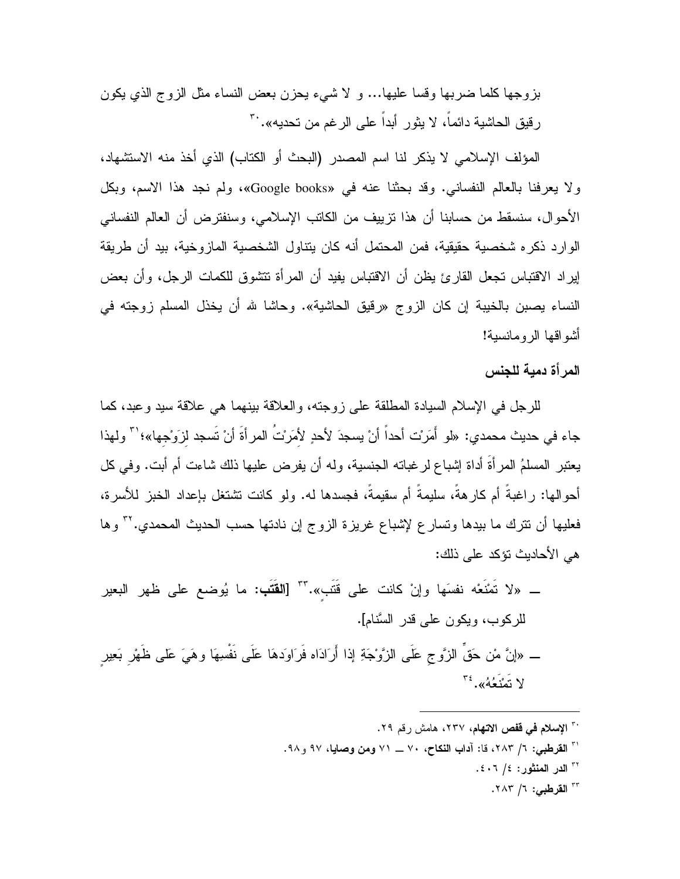بزوجها كلما ضربها وقسا عليها... و لا شيء يحزن بعض النساء مثل الزوج الذي يكون رقيق الحاشية دائماً، لا يثور أبداً على الرغم من تحديه».[٣٠]

المؤلف الإسلامي لا يذكر لنا اسم المصدر (البحث أو الكتاب) الذي أخذ منه الاستشهاد، ولا يعرفنا بالعالم النفساني. وقد بحثنا عنه في «Google books»، ولم نجد هذا الاسم، وبكل الأحوال، سنسقط من حسابنا أن هذا تزييف من الكاتب الإسلامي، وسنفترض أن العالم النفساني الوارد ذكره شخصية حقيقية، فمن المحتمل أنه كان يتناول الشخصية المازوخية، بيد أن طريقة إيراد الاقتباس تجعل القارئ يظن أن الاقتباس يفيد أن المرأة تتشوق للكمات الرجل، وأن بعض النساء يصبن بالخيبة إن كان الزوج «رقيق الحاشية». وحاشا لله أن يخذل المسلم زوجته في أشواقها الرومانسية!

**المرأة دمية للجنس**

للرجل في الإسلام السيادة المطلقة على زوجته، والعلاقة بينهما هي علاقة سيد وعبد، كما جاء في حديث محمدي: «لو أَمَرْت أحداً أنْ يسجدَ لأحدٍ لأَمَرْتُ المرأةَ أنْ تَسجد لزَوْجها»؛[٣١] ولهذا يعتبر المسلمُ المرأةَ أداة إشباع لرغباته الجنسية، وله أن يفرض عليها ذلك شاءت أم أبت. وفي كل أحوالها: راغبةً أم كارهةً، سليمةً أم سقيمةً، فجسدها له. ولو كانت تشتغل بإعداد الخبز للأسرة، فعليها أن تترك ما بيدها وتسارع لإشباع غريزة الزوج إن نادتها حسب الحديث المحمدي.[٣٢] وها هي الأحاديث تؤكد على ذلك:

ــ «لا تَمْنَعْه نفسَها وإنْ كانت على قَتَبٍ».[٣٣] [**القَتَب**: ما يُوضع على ظهر البعير للركوب، ويكون على قدر السَّنام].

ــ «إنَّ مْن حَقِّ الزَّوجِ عَلَى الزَّوْجَةِ إذا أَرَادَاه فَرَاوَدهَا عَلَى نَفْسِهَا وهَيَ عَلى ظَهْرِ بَعيرٍ لا تَمْنَعُهُ».[٣٤]

---

[٣٠] **الإسلام في قفص الاتهام**، ٢٣٧، هامش رقم ٢٩.

[٣١] **القرطبي**: ٦/ ٢٨٣، قا: **آداب النكاح**، ٧٠ ــ ٧١ **ومن وصايا**، ٩٧ و٩٨.

[٣٢] **الدر المنثور**: ٤/ ٤٠٦.

[٣٣] **القرطبي**: ٦/ ٢٨٣.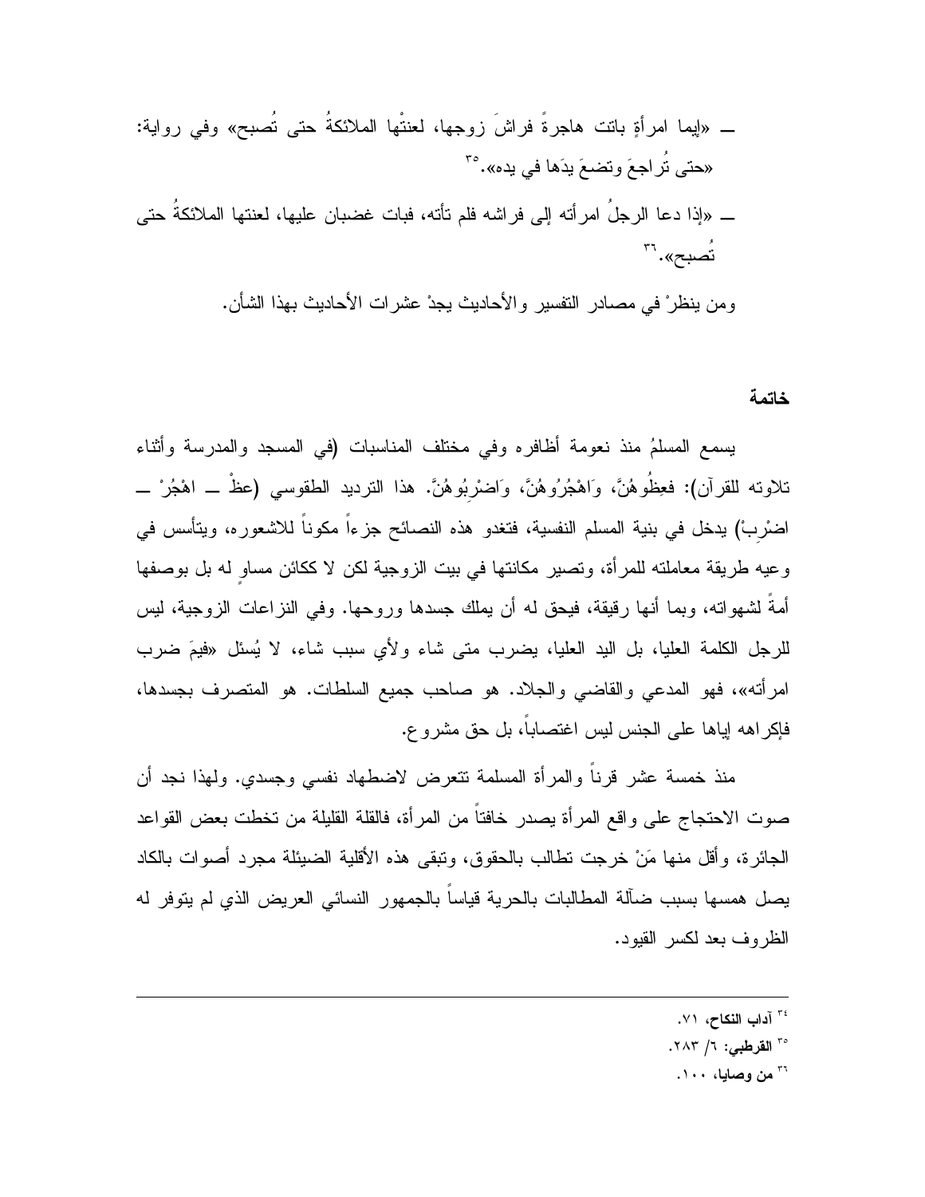ـــ «إيما امرأةٍ باتت هاجرةً فراشَ زوجها، لعنتْها الملائكةُ حتى تُصبح» وفي رواية: «حتى تُراجعَ وتضعَ يدَها في يده».[٣٥]

ـــ «إذا دعا الرجلُ امرأته إلى فراشه فلم تأته، فبات غضبان عليها، لعنتها الملائكةُ حتى تُصبح».[٣٦]

ومن ينظرْ في مصادر التفسير والأحاديث يجدْ عشرات الأحاديث بهذا الشأن.

**خاتمة**

يسمع المسلمُ منذ نعومة أظافره وفي مختلف المناسبات (في المسجد والمدرسة وأثناء تلاوته للقرآن): فعِظُوهُنَّ، وَاهْجُرُوهُنَّ، وَاضْرِبُوهُنَّ. هذا الترديد الطقوسي (عظْ ـــ اهْجُرْ ـــ اضْرِبْ) يدخل في بنية المسلم النفسية، فتغدو هذه النصائح جزءاً مكوناً للاشعوره، ويتأسس في وعيه طريقة معاملته للمرأة، وتصير مكانتها في بيت الزوجية لكن لا ككائن مساوٍ له بل بوصفها أمةً لشهواته، وبما أنها رقيقة، فيحق له أن يملك جسدها وروحها. وفي النزاعات الزوجية، ليس للرجل الكلمة العليا، بل اليد العليا، يضرب متى شاء ولأي سبب شاء، لا يُسئل «فيمَ ضرب امرأته»، فهو المدعي والقاضي والجلاد. هو صاحب جميع السلطات. هو المتصرف بجسدها، فإكراهه إياها على الجنس ليس اغتصاباً، بل حق مشروع.

منذ خمسة عشر قرناً والمرأة المسلمة تتعرض لاضطهاد نفسي وجسدي. ولهذا نجد أن صوت الاحتجاج على واقع المرأة يصدر خافتاً من المرأة، فالقلة القليلة من تخطت بعض القواعد الجائرة، وأقل منها مَنْ خرجت تطالب بالحقوق، وتبقى هذه الأقلية الضئيلة مجرد أصوات بالكاد يصل همسها بسبب ضآلة المطالبات بالحرية قياساً بالجمهور النسائي العريض الذي لم يتوفر له الظروف بعد لكسر القيود.

---

[٣٤] **آداب النكاح**، ٧١.

[٣٥] **القرطبي**: ٦/ ٢٨٣.

[٣٦] **من وصايا**، ١٠٠.